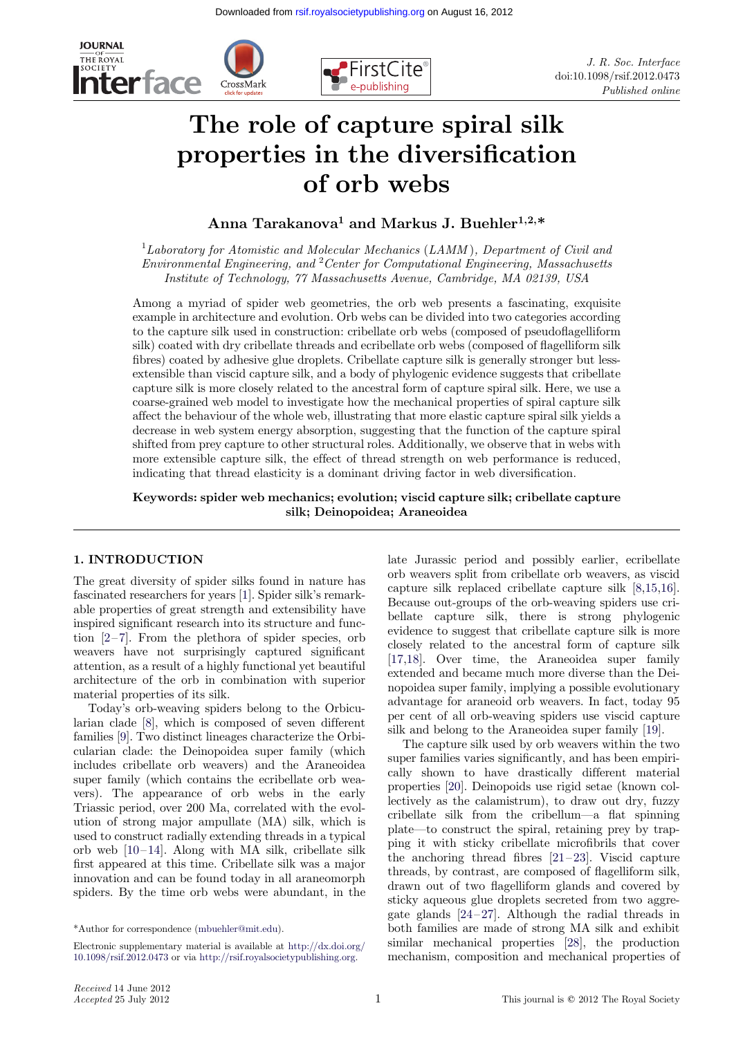# The role of capture spiral silk properties in the diversification of orb webs

**Anna Tarakanova[1] and Markus J. Buehler[1,2,*]**

[1]*Laboratory for Atomistic and Molecular Mechanics (LAMM), Department of Civil and Environmental Engineering, and* [2]*Center for Computational Engineering, Massachusetts Institute of Technology, 77 Massachusetts Avenue, Cambridge, MA 02139, USA*

Among a myriad of spider web geometries, the orb web presents a fascinating, exquisite example in architecture and evolution. Orb webs can be divided into two categories according to the capture silk used in construction: cribellate orb webs (composed of pseudoflagelliform silk) coated with dry cribellate threads and ecribellate orb webs (composed of flagelliform silk fibres) coated by adhesive glue droplets. Cribellate capture silk is generally stronger but less-extensible than viscid capture silk, and a body of phylogenic evidence suggests that cribellate capture silk is more closely related to the ancestral form of capture spiral silk. Here, we use a coarse-grained web model to investigate how the mechanical properties of spiral capture silk affect the behaviour of the whole web, illustrating that more elastic capture spiral silk yields a decrease in web system energy absorption, suggesting that the function of the capture spiral shifted from prey capture to other structural roles. Additionally, we observe that in webs with more extensible capture silk, the effect of thread strength on web performance is reduced, indicating that thread elasticity is a dominant driving factor in web diversification.

**Keywords: spider web mechanics; evolution; viscid capture silk; cribellate capture silk; Deinopoidea; Araneoidea**

## 1. INTRODUCTION

The great diversity of spider silks found in nature has fascinated researchers for years [1]. Spider silk's remarkable properties of great strength and extensibility have inspired significant research into its structure and function [2–7]. From the plethora of spider species, orb weavers have not surprisingly captured significant attention, as a result of a highly functional yet beautiful architecture of the orb in combination with superior material properties of its silk.

Today's orb-weaving spiders belong to the Orbicularian clade [8], which is composed of seven different families [9]. Two distinct lineages characterize the Orbicularian clade: the Deinopoidea super family (which includes cribellate orb weavers) and the Araneoidea super family (which contains the ecribellate orb weavers). The appearance of orb webs in the early Triassic period, over 200 Ma, correlated with the evolution of strong major ampullate (MA) silk, which is used to construct radially extending threads in a typical orb web [10–14]. Along with MA silk, cribellate silk first appeared at this time. Cribellate silk was a major innovation and can be found today in all araneomorph spiders. By the time orb webs were abundant, in the late Jurassic period and possibly earlier, ecribellate orb weavers split from cribellate orb weavers, as viscid capture silk replaced cribellate capture silk [8,15,16]. Because out-groups of the orb-weaving spiders use cribellate capture silk, there is strong phylogenic evidence to suggest that cribellate capture silk is more closely related to the ancestral form of capture silk [17,18]. Over time, the Araneoidea super family extended and became much more diverse than the Deinopoidea super family, implying a possible evolutionary advantage for araneoid orb weavers. In fact, today 95 per cent of all orb-weaving spiders use viscid capture silk and belong to the Araneoidea super family [19].

The capture silk used by orb weavers within the two super families varies significantly, and has been empirically shown to have drastically different material properties [20]. Deinopoids use rigid setae (known collectively as the calamistrum), to draw out dry, fuzzy cribellate silk from the cribellum—a flat spinning plate—to construct the spiral, retaining prey by trapping it with sticky cribellate microfibrils that cover the anchoring thread fibres [21–23]. Viscid capture threads, by contrast, are composed of flagelliform silk, drawn out of two flagelliform glands and covered by sticky aqueous glue droplets secreted from two aggregate glands [24–27]. Although the radial threads in both families are made of strong MA silk and exhibit similar mechanical properties [28], the production mechanism, composition and mechanical properties of

*Author for correspondence (mbuehler@mit.edu).

Electronic supplementary material is available at http://dx.doi.org/10.1098/rsif.2012.0473 or via http://rsif.royalsocietypublishing.org.

*Received* 14 June 2012
*Accepted* 25 July 2012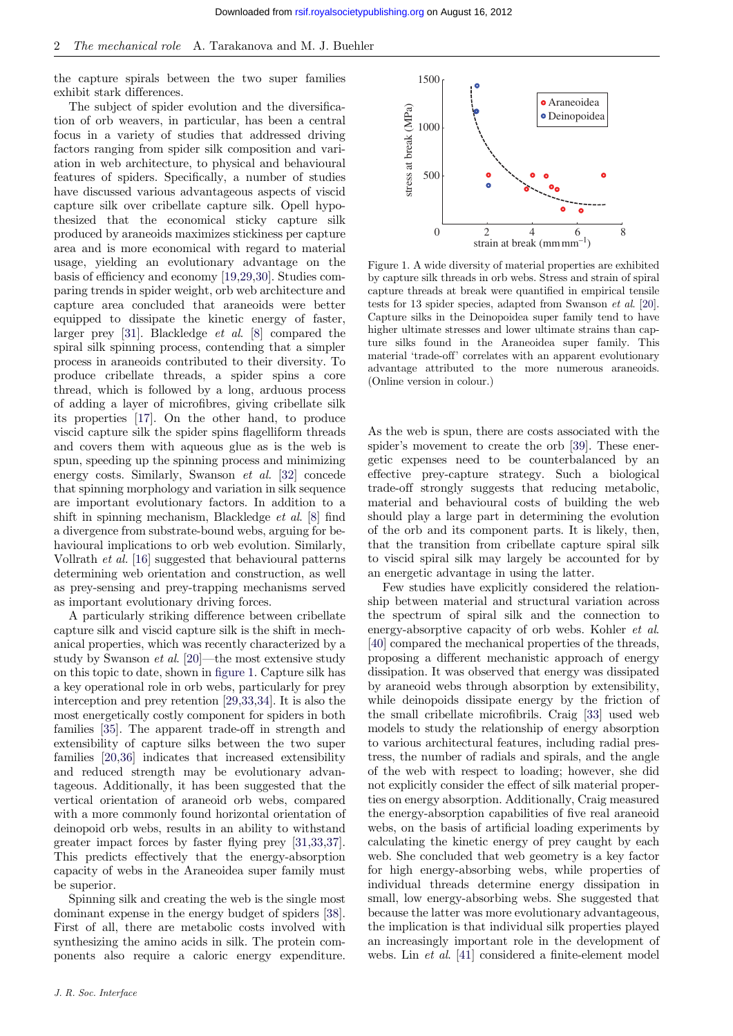the capture spirals between the two super families exhibit stark differences.

The subject of spider evolution and the diversification of orb weavers, in particular, has been a central focus in a variety of studies that addressed driving factors ranging from spider silk composition and variation in web architecture, to physical and behavioural features of spiders. Specifically, a number of studies have discussed various advantageous aspects of viscid capture silk over cribellate capture silk. Opell hypothesized that the economical sticky capture silk produced by araneoids maximizes stickiness per capture area and is more economical with regard to material usage, yielding an evolutionary advantage on the basis of efficiency and economy [19,29,30]. Studies comparing trends in spider weight, orb web architecture and capture area concluded that araneoids were better equipped to dissipate the kinetic energy of faster, larger prey [31]. Blackledge *et al.* [8] compared the spiral silk spinning process, contending that a simpler process in araneoids contributed to their diversity. To produce cribellate threads, a spider spins a core thread, which is followed by a long, arduous process of adding a layer of microfibres, giving cribellate silk its properties [17]. On the other hand, to produce viscid capture silk the spider spins flagelliform threads and covers them with aqueous glue as is the web is spun, speeding up the spinning process and minimizing energy costs. Similarly, Swanson *et al.* [32] concede that spinning morphology and variation in silk sequence are important evolutionary factors. In addition to a shift in spinning mechanism, Blackledge *et al.* [8] find a divergence from substrate-bound webs, arguing for behavioural implications to orb web evolution. Similarly, Vollrath *et al.* [16] suggested that behavioural patterns determining web orientation and construction, as well as prey-sensing and prey-trapping mechanisms served as important evolutionary driving forces.

A particularly striking difference between cribellate capture silk and viscid capture silk is the shift in mechanical properties, which was recently characterized by a study by Swanson *et al.* [20]—the most extensive study on this topic to date, shown in figure 1. Capture silk has a key operational role in orb webs, particularly for prey interception and prey retention [29,33,34]. It is also the most energetically costly component for spiders in both families [35]. The apparent trade-off in strength and extensibility of capture silks between the two super families [20,36] indicates that increased extensibility and reduced strength may be evolutionary advantageous. Additionally, it has been suggested that the vertical orientation of araneoid orb webs, compared with a more commonly found horizontal orientation of deinopoid orb webs, results in an ability to withstand greater impact forces by faster flying prey [31,33,37]. This predicts effectively that the energy-absorption capacity of webs in the Araneoidea super family must be superior.

Spinning silk and creating the web is the single most dominant expense in the energy budget of spiders [38]. First of all, there are metabolic costs involved with synthesizing the amino acids in silk. The protein components also require a caloric energy expenditure.

Figure 1. A wide diversity of material properties are exhibited by capture silk threads in orb webs. Stress and strain of spiral capture threads at break were quantified in empirical tensile tests for 13 spider species, adapted from Swanson *et al.* [20]. Capture silks in the Deinopoidea super family tend to have higher ultimate stresses and lower ultimate strains than capture silks found in the Araneoidea super family. This material 'trade-off' correlates with an apparent evolutionary advantage attributed to the more numerous araneoids. (Online version in colour.)

As the web is spun, there are costs associated with the spider's movement to create the orb [39]. These energetic expenses need to be counterbalanced by an effective prey-capture strategy. Such a biological trade-off strongly suggests that reducing metabolic, material and behavioural costs of building the web should play a large part in determining the evolution of the orb and its component parts. It is likely, then, that the transition from cribellate capture spiral silk to viscid spiral silk may largely be accounted for by an energetic advantage in using the latter.

Few studies have explicitly considered the relationship between material and structural variation across the spectrum of spiral silk and the connection to energy-absorptive capacity of orb webs. Kohler *et al.* [40] compared the mechanical properties of the threads, proposing a different mechanistic approach of energy dissipation. It was observed that energy was dissipated by araneoid webs through absorption by extensibility, while deinopoids dissipate energy by the friction of the small cribellate microfibrils. Craig [33] used web models to study the relationship of energy absorption to various architectural features, including radial prestress, the number of radials and spirals, and the angle of the web with respect to loading; however, she did not explicitly consider the effect of silk material properties on energy absorption. Additionally, Craig measured the energy-absorption capabilities of five real araneoid webs, on the basis of artificial loading experiments by calculating the kinetic energy of prey caught by each web. She concluded that web geometry is a key factor for high energy-absorbing webs, while properties of individual threads determine energy dissipation in small, low energy-absorbing webs. She suggested that because the latter was more evolutionary advantageous, the implication is that individual silk properties played an increasingly important role in the development of webs. Lin *et al.* [41] considered a finite-element model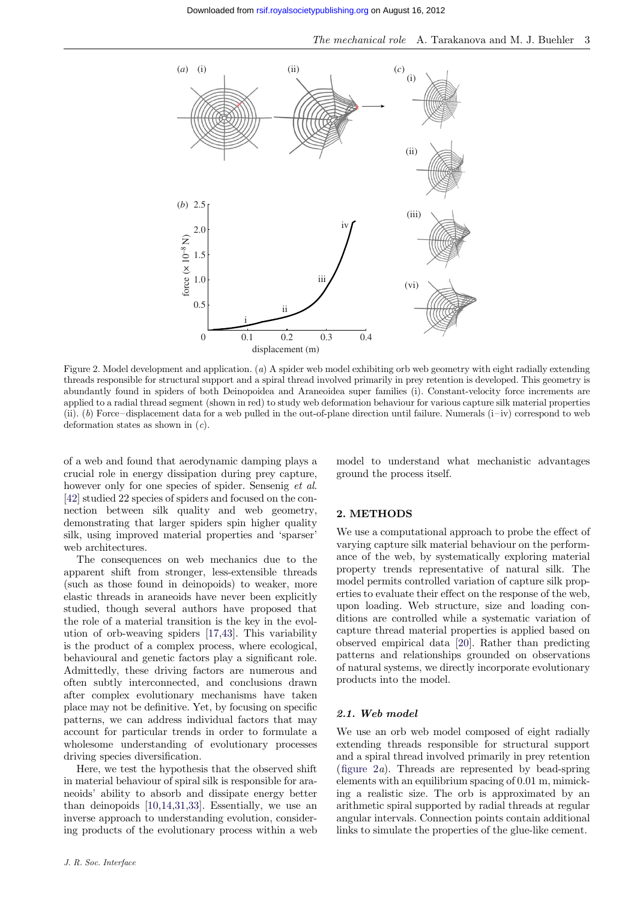Figure 2. Model development and application. (*a*) A spider web model exhibiting orb web geometry with eight radially extending threads responsible for structural support and a spiral thread involved primarily in prey retention is developed. This geometry is abundantly found in spiders of both Deinopoidea and Araneoidea super families (i). Constant-velocity force increments are applied to a radial thread segment (shown in red) to study web deformation behaviour for various capture silk material properties (ii). (*b*) Force–displacement data for a web pulled in the out-of-plane direction until failure. Numerals (i–iv) correspond to web deformation states as shown in (*c*).

of a web and found that aerodynamic damping plays a crucial role in energy dissipation during prey capture, however only for one species of spider. Sensenig *et al.* [42] studied 22 species of spiders and focused on the connection between silk quality and web geometry, demonstrating that larger spiders spin higher quality silk, using improved material properties and 'sparser' web architectures.

The consequences on web mechanics due to the apparent shift from stronger, less-extensible threads (such as those found in deinopoids) to weaker, more elastic threads in araneoids have never been explicitly studied, though several authors have proposed that the role of a material transition is the key in the evolution of orb-weaving spiders [17,43]. This variability is the product of a complex process, where ecological, behavioural and genetic factors play a significant role. Admittedly, these driving factors are numerous and often subtly interconnected, and conclusions drawn after complex evolutionary mechanisms have taken place may not be definitive. Yet, by focusing on specific patterns, we can address individual factors that may account for particular trends in order to formulate a wholesome understanding of evolutionary processes driving species diversification.

Here, we test the hypothesis that the observed shift in material behaviour of spiral silk is responsible for araneoids' ability to absorb and dissipate energy better than deinopoids [10,14,31,33]. Essentially, we use an inverse approach to understanding evolution, considering products of the evolutionary process within a web model to understand what mechanistic advantages ground the process itself.

## 2. METHODS

We use a computational approach to probe the effect of varying capture silk material behaviour on the performance of the web, by systematically exploring material property trends representative of natural silk. The model permits controlled variation of capture silk properties to evaluate their effect on the response of the web, upon loading. Web structure, size and loading conditions are controlled while a systematic variation of capture thread material properties is applied based on observed empirical data [20]. Rather than predicting patterns and relationships grounded on observations of natural systems, we directly incorporate evolutionary products into the model.

### *2.1. Web model*

We use an orb web model composed of eight radially extending threads responsible for structural support and a spiral thread involved primarily in prey retention (figure 2*a*). Threads are represented by bead-spring elements with an equilibrium spacing of 0.01 m, mimicking a realistic size. The orb is approximated by an arithmetic spiral supported by radial threads at regular angular intervals. Connection points contain additional links to simulate the properties of the glue-like cement.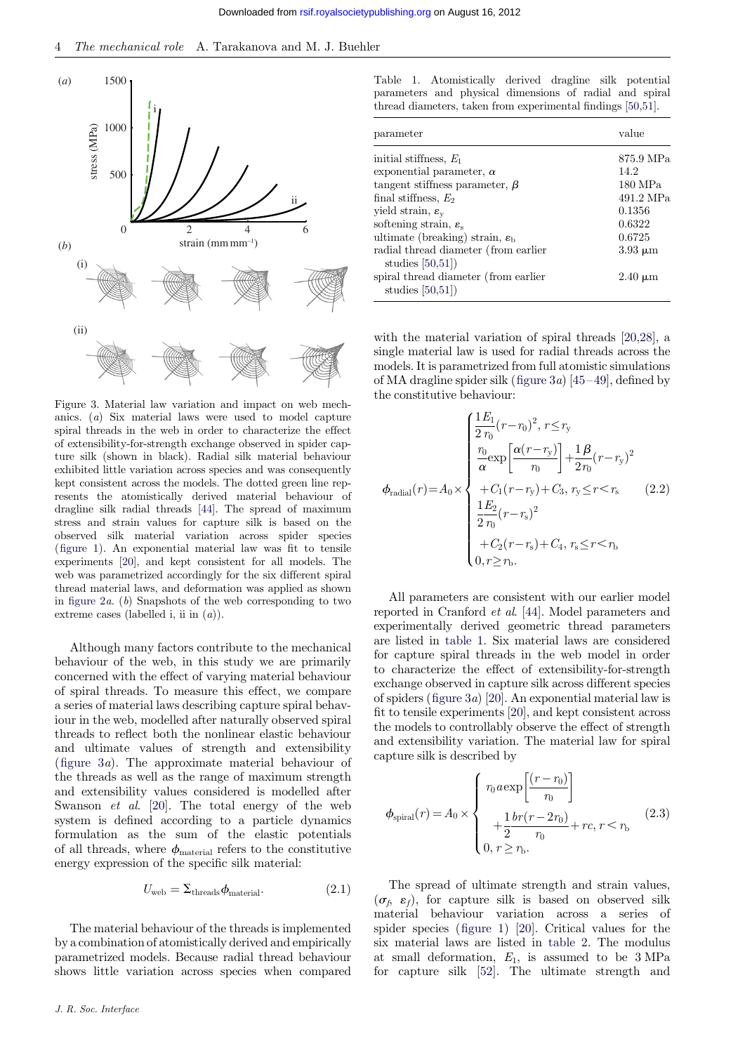Figure 3. Material law variation and impact on web mechanics. (*a*) Six material laws were used to model capture spiral threads in the web in order to characterize the effect of extensibility-for-strength exchange observed in spider capture silk (shown in black). Radial silk material behaviour exhibited little variation across species and was consequently kept consistent across the models. The dotted green line represents the atomistically derived material behaviour of dragline silk radial threads [44]. The spread of maximum stress and strain values for capture silk is based on the observed silk material variation across spider species (figure 1). An exponential material law was fit to tensile experiments [20], and kept consistent for all models. The web was parametrized accordingly for the six different spiral thread material laws, and deformation was applied as shown in figure 2*a*. (*b*) Snapshots of the web corresponding to two extreme cases (labelled i, ii in (*a*)).

Although many factors contribute to the mechanical behaviour of the web, in this study we are primarily concerned with the effect of varying material behaviour of spiral threads. To measure this effect, we compare a series of material laws describing capture spiral behaviour in the web, modelled after naturally observed spiral threads to reflect both the nonlinear elastic behaviour and ultimate values of strength and extensibility (figure 3*a*). The approximate material behaviour of the threads as well as the range of maximum strength and extensibility values considered is modelled after Swanson *et al.* [20]. The total energy of the web system is defined according to a particle dynamics formulation as the sum of the elastic potentials of all threads, where $\phi_{\text{material}}$ refers to the constitutive energy expression of the specific silk material:

$$U_{\text{web}} = \Sigma_{\text{threads}} \phi_{\text{material}}. \tag{2.1}$$

The material behaviour of the threads is implemented by a combination of atomistically derived and empirically parametrized models. Because radial thread behaviour shows little variation across species when compared with the material variation of spiral threads [20,28], a single material law is used for radial threads across the models. It is parametrized from full atomistic simulations of MA dragline spider silk (figure 3*a*) [45–49], defined by the constitutive behaviour:

$$\phi_{\text{radial}}(r) = A_0 \times \begin{cases} \dfrac{1}{2}\dfrac{E_1}{r_0}(r-r_0)^2, \; r \le r_{\text{y}} \\ \dfrac{r_0}{\alpha}\exp\left[\dfrac{\alpha(r-r_{\text{y}})}{r_0}\right] + \dfrac{1}{2}\dfrac{\beta}{r_0}(r-r_{\text{y}})^2 \\ \quad + C_1(r-r_{\text{y}}) + C_3, \; r_{\text{y}} \le r < r_{\text{s}} \\ \dfrac{1}{2}\dfrac{E_2}{r_0}(r-r_{\text{s}})^2 \\ \quad + C_2(r-r_{\text{s}}) + C_4, \; r_{\text{s}} \le r < r_{\text{b}} \\ 0, \; r \ge r_{\text{b}}. \end{cases} \tag{2.2}$$

All parameters are consistent with our earlier model reported in Cranford *et al.* [44]. Model parameters and experimentally derived geometric thread parameters are listed in table 1. Six material laws are considered for capture spiral threads in the web model in order to characterize the effect of extensibility-for-strength exchange observed in capture silk across different species of spiders (figure 3*a*) [20]. An exponential material law is fit to tensile experiments [20], and kept consistent across the models to controllably observe the effect of strength and extensibility variation. The material law for spiral capture silk is described by

$$\phi_{\text{spiral}}(r) = A_0 \times \begin{cases} r_0 a \exp\left[\dfrac{(r-r_0)}{r_0}\right] \\ \quad + \dfrac{1}{2}\dfrac{br(r-2r_0)}{r_0} + rc, \; r < r_{\text{b}} \\ 0, \; r \ge r_{\text{b}}. \end{cases} \tag{2.3}$$

The spread of ultimate strength and strain values, $(\sigma_f, \varepsilon_f)$, for capture silk is based on observed silk material behaviour variation across a series of spider species (figure 1) [20]. Critical values for the six material laws are listed in table 2. The modulus at small deformation, $E_1$, is assumed to be 3 MPa for capture silk [52]. The ultimate strength and

Table 1. Atomistically derived dragline silk potential parameters and physical dimensions of radial and spiral thread diameters, taken from experimental findings [50,51].

| parameter | value |
|---|---|
| initial stiffness, $E_1$ | 875.9 MPa |
| exponential parameter, $\alpha$ | 14.2 |
| tangent stiffness parameter, $\beta$ | 180 MPa |
| final stiffness, $E_2$ | 491.2 MPa |
| yield strain, $\varepsilon_{\text{y}}$ | 0.1356 |
| softening strain, $\varepsilon_{\text{s}}$ | 0.6322 |
| ultimate (breaking) strain, $\varepsilon_{\text{b}}$ | 0.6725 |
| radial thread diameter (from earlier studies [50,51]) | 3.93 µm |
| spiral thread diameter (from earlier studies [50,51]) | 2.40 µm |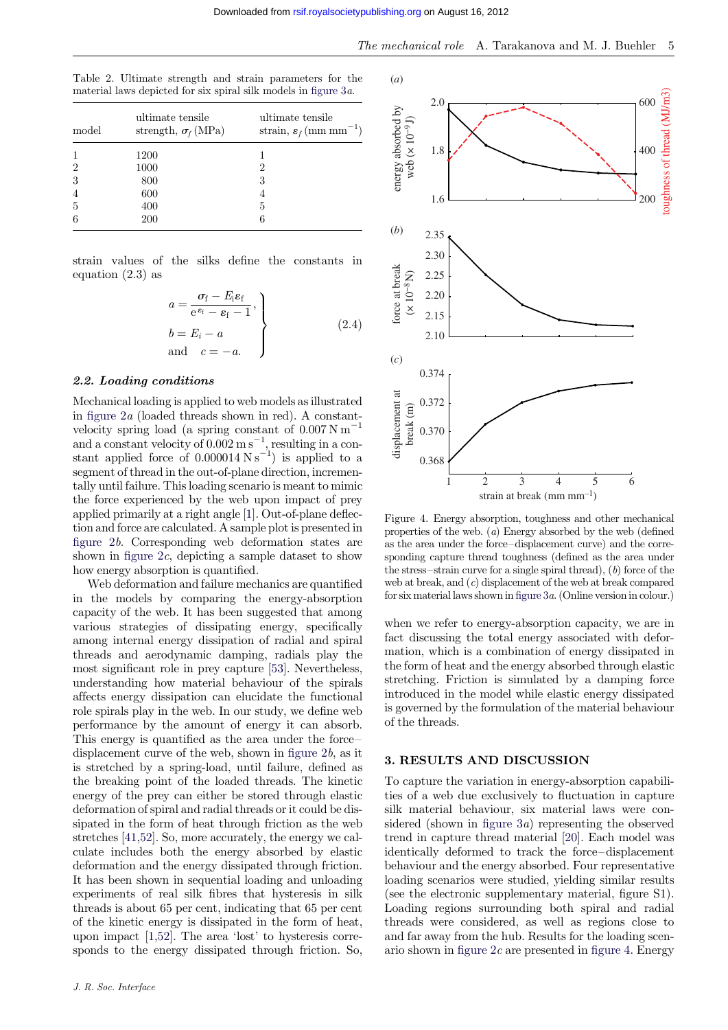Table 2. Ultimate strength and strain parameters for the material laws depicted for six spiral silk models in figure 3a.

| model | ultimate tensile strength, $\sigma_f$ (MPa) | ultimate tensile strain, $\varepsilon_f$ (mm mm$^{-1}$) |
|---|---|---|
| 1 | 1200 | 1 |
| 2 | 1000 | 2 |
| 3 | 800 | 3 |
| 4 | 600 | 4 |
| 5 | 400 | 5 |
| 6 | 200 | 6 |

strain values of the silks define the constants in equation (2.3) as

$$\left.\begin{aligned} a &= \frac{\sigma_f - E_i\varepsilon_f}{e^{\varepsilon_f} - \varepsilon_f - 1}, \\ b &= E_i - a \\ \text{and} \quad c &= -a. \end{aligned}\right\} \tag{2.4}$$

### 2.2. Loading conditions

Mechanical loading is applied to web models as illustrated in figure 2a (loaded threads shown in red). A constant-velocity spring load (a spring constant of 0.007 N m$^{-1}$ and a constant velocity of 0.002 m s$^{-1}$, resulting in a constant applied force of 0.000014 N s$^{-1}$) is applied to a segment of thread in the out-of-plane direction, incrementally until failure. This loading scenario is meant to mimic the force experienced by the web upon impact of prey applied primarily at a right angle [1]. Out-of-plane deflection and force are calculated. A sample plot is presented in figure 2b. Corresponding web deformation states are shown in figure 2c, depicting a sample dataset to show how energy absorption is quantified.

Web deformation and failure mechanics are quantified in the models by comparing the energy-absorption capacity of the web. It has been suggested that among various strategies of dissipating energy, specifically among internal energy dissipation of radial and spiral threads and aerodynamic damping, radials play the most significant role in prey capture [53]. Nevertheless, understanding how material behaviour of the spirals affects energy dissipation can elucidate the functional role spirals play in the web. In our study, we define web performance by the amount of energy it can absorb. This energy is quantified as the area under the force–displacement curve of the web, shown in figure 2b, as it is stretched by a spring-load, until failure, defined as the breaking point of the loaded threads. The kinetic energy of the prey can either be stored through elastic deformation of spiral and radial threads or it could be dissipated in the form of heat through friction as the web stretches [41,52]. So, more accurately, the energy we calculate includes both the energy absorbed by elastic deformation and the energy dissipated through friction. It has been shown in sequential loading and unloading experiments of real silk fibres that hysteresis in silk threads is about 65 per cent, indicating that 65 per cent of the kinetic energy is dissipated in the form of heat, upon impact [1,52]. The area 'lost' to hysteresis corresponds to the energy dissipated through friction. So, when we refer to energy-absorption capacity, we are in fact discussing the total energy associated with deformation, which is a combination of energy dissipated in the form of heat and the energy absorbed through elastic stretching. Friction is simulated by a damping force introduced in the model while elastic energy dissipated is governed by the formulation of the material behaviour of the threads.

Figure 4. Energy absorption, toughness and other mechanical properties of the web. (a) Energy absorbed by the web (defined as the area under the force–displacement curve) and the corresponding capture thread toughness (defined as the area under the stress–strain curve for a single spiral thread), (b) force of the web at break, and (c) displacement of the web at break compared for six material laws shown in figure 3a. (Online version in colour.)

## 3. RESULTS AND DISCUSSION

To capture the variation in energy-absorption capabilities of a web due exclusively to fluctuation in capture silk material behaviour, six material laws were considered (shown in figure 3a) representing the observed trend in capture thread material [20]. Each model was identically deformed to track the force–displacement behaviour and the energy absorbed. Four representative loading scenarios were studied, yielding similar results (see the electronic supplementary material, figure S1). Loading regions surrounding both spiral and radial threads were considered, as well as regions close to and far away from the hub. Results for the loading scenario shown in figure 2c are presented in figure 4. Energy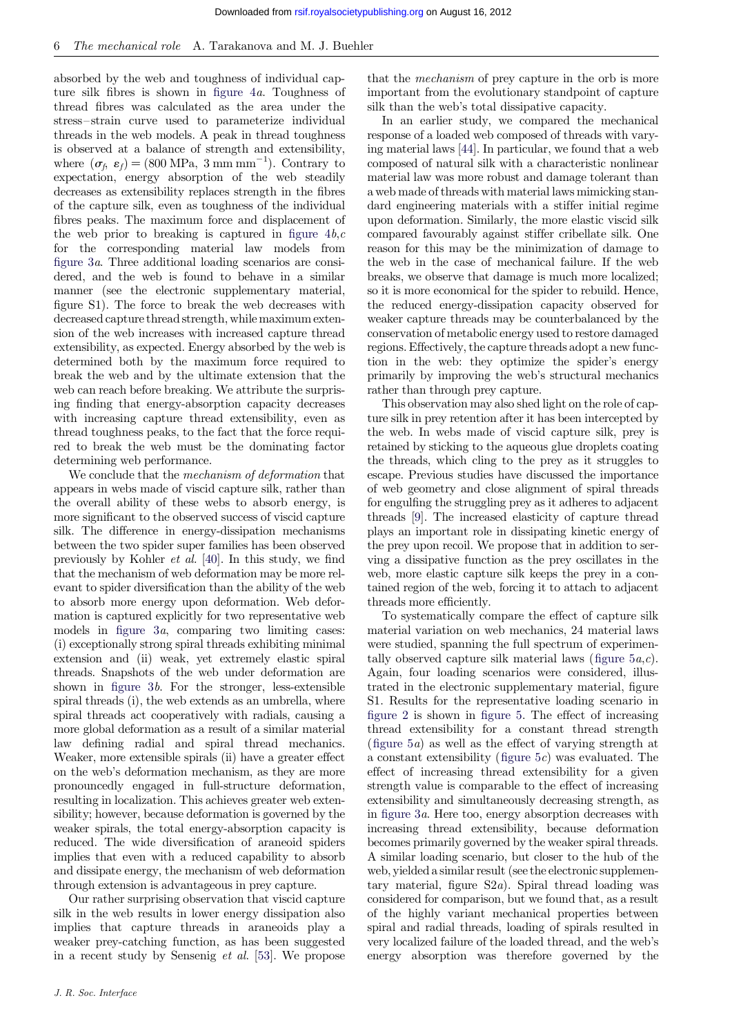absorbed by the web and toughness of individual capture silk fibres is shown in figure 4*a*. Toughness of thread fibres was calculated as the area under the stress–strain curve used to parameterize individual threads in the web models. A peak in thread toughness is observed at a balance of strength and extensibility, where $(\sigma_f, \varepsilon_f) = (800\ \text{MPa},\ 3\ \text{mm mm}^{-1})$. Contrary to expectation, energy absorption of the web steadily decreases as extensibility replaces strength in the fibres of the capture silk, even as toughness of the individual fibres peaks. The maximum force and displacement of the web prior to breaking is captured in figure 4*b*,*c* for the corresponding material law models from figure 3*a*. Three additional loading scenarios are considered, and the web is found to behave in a similar manner (see the electronic supplementary material, figure S1). The force to break the web decreases with decreased capture thread strength, while maximum extension of the web increases with increased capture thread extensibility, as expected. Energy absorbed by the web is determined both by the maximum force required to break the web and by the ultimate extension that the web can reach before breaking. We attribute the surprising finding that energy-absorption capacity decreases with increasing capture thread extensibility, even as thread toughness peaks, to the fact that the force required to break the web must be the dominating factor determining web performance.

We conclude that the *mechanism of deformation* that appears in webs made of viscid capture silk, rather than the overall ability of these webs to absorb energy, is more significant to the observed success of viscid capture silk. The difference in energy-dissipation mechanisms between the two spider super families has been observed previously by Kohler *et al.* [40]. In this study, we find that the mechanism of web deformation may be more relevant to spider diversification than the ability of the web to absorb more energy upon deformation. Web deformation is captured explicitly for two representative web models in figure 3*a*, comparing two limiting cases: (i) exceptionally strong spiral threads exhibiting minimal extension and (ii) weak, yet extremely elastic spiral threads. Snapshots of the web under deformation are shown in figure 3*b*. For the stronger, less-extensible spiral threads (i), the web extends as an umbrella, where spiral threads act cooperatively with radials, causing a more global deformation as a result of a similar material law defining radial and spiral thread mechanics. Weaker, more extensible spirals (ii) have a greater effect on the web's deformation mechanism, as they are more pronouncedly engaged in full-structure deformation, resulting in localization. This achieves greater web extensibility; however, because deformation is governed by the weaker spirals, the total energy-absorption capacity is reduced. The wide diversification of araneoid spiders implies that even with a reduced capability to absorb and dissipate energy, the mechanism of web deformation through extension is advantageous in prey capture.

Our rather surprising observation that viscid capture silk in the web results in lower energy dissipation also implies that capture threads in araneoids play a weaker prey-catching function, as has been suggested in a recent study by Sensenig *et al.* [53]. We propose that the *mechanism* of prey capture in the orb is more important from the evolutionary standpoint of capture silk than the web's total dissipative capacity.

In an earlier study, we compared the mechanical response of a loaded web composed of threads with varying material laws [44]. In particular, we found that a web composed of natural silk with a characteristic nonlinear material law was more robust and damage tolerant than a web made of threads with material laws mimicking standard engineering materials with a stiffer initial regime upon deformation. Similarly, the more elastic viscid silk compared favourably against stiffer cribellate silk. One reason for this may be the minimization of damage to the web in the case of mechanical failure. If the web breaks, we observe that damage is much more localized; so it is more economical for the spider to rebuild. Hence, the reduced energy-dissipation capacity observed for weaker capture threads may be counterbalanced by the conservation of metabolic energy used to restore damaged regions. Effectively, the capture threads adopt a new function in the web: they optimize the spider's energy primarily by improving the web's structural mechanics rather than through prey capture.

This observation may also shed light on the role of capture silk in prey retention after it has been intercepted by the web. In webs made of viscid capture silk, prey is retained by sticking to the aqueous glue droplets coating the threads, which cling to the prey as it struggles to escape. Previous studies have discussed the importance of web geometry and close alignment of spiral threads for engulfing the struggling prey as it adheres to adjacent threads [9]. The increased elasticity of capture thread plays an important role in dissipating kinetic energy of the prey upon recoil. We propose that in addition to serving a dissipative function as the prey oscillates in the web, more elastic capture silk keeps the prey in a contained region of the web, forcing it to attach to adjacent threads more efficiently.

To systematically compare the effect of capture silk material variation on web mechanics, 24 material laws were studied, spanning the full spectrum of experimentally observed capture silk material laws (figure 5*a*,*c*). Again, four loading scenarios were considered, illustrated in the electronic supplementary material, figure S1. Results for the representative loading scenario in figure 2 is shown in figure 5. The effect of increasing thread extensibility for a constant thread strength (figure 5*a*) as well as the effect of varying strength at a constant extensibility (figure 5*c*) was evaluated. The effect of increasing thread extensibility for a given strength value is comparable to the effect of increasing extensibility and simultaneously decreasing strength, as in figure 3*a*. Here too, energy absorption decreases with increasing thread extensibility, because deformation becomes primarily governed by the weaker spiral threads. A similar loading scenario, but closer to the hub of the web, yielded a similar result (see the electronic supplementary material, figure S2*a*). Spiral thread loading was considered for comparison, but we found that, as a result of the highly variant mechanical properties between spiral and radial threads, loading of spirals resulted in very localized failure of the loaded thread, and the web's energy absorption was therefore governed by the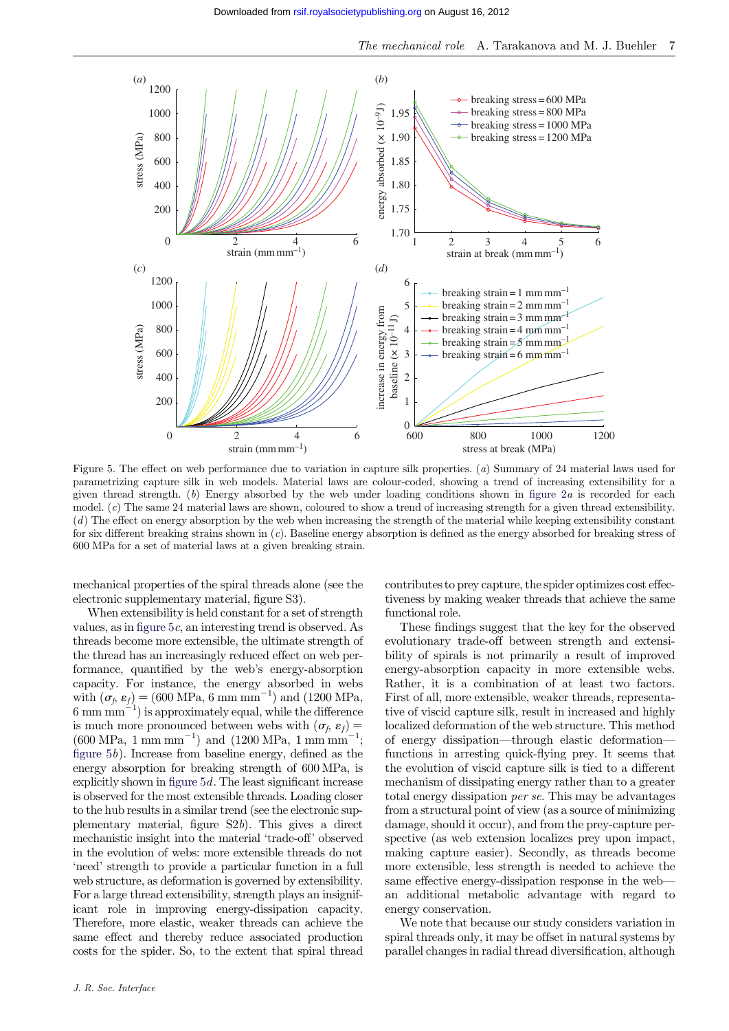(a)

1200
1000
800
600
400
200
0
stress (MPa)
2
4
6
strain (mm mm$^{-1}$)

(b)

breaking stress = 600 MPa
breaking stress = 800 MPa
breaking stress = 1000 MPa
breaking stress = 1200 MPa
energy absorbed (× 10$^{-9}$ J)
1.95
1.90
1.85
1.80
1.75
1.70
1
2
3
4
5
6
strain at break (mm mm$^{-1}$)

(c)

1200
1000
800
600
400
200
0
stress (MPa)
2
4
6
strain (mm mm$^{-1}$)

(d)

breaking strain = 1 mm mm$^{-1}$
breaking strain = 2 mm mm$^{-1}$
breaking strain = 3 mm mm$^{-1}$
breaking strain = 4 mm mm$^{-1}$
breaking strain = 5 mm mm$^{-1}$
breaking strain = 6 mm mm$^{-1}$
increase in energy from baseline (× 10$^{-11}$ J)
6
5
4
3
2
1
0
600
800
1000
1200
stress at break (MPa)

Figure 5. The effect on web performance due to variation in capture silk properties. (*a*) Summary of 24 material laws used for parametrizing capture silk in web models. Material laws are colour-coded, showing a trend of increasing extensibility for a given thread strength. (*b*) Energy absorbed by the web under loading conditions shown in figure 2*a* is recorded for each model. (*c*) The same 24 material laws are shown, coloured to show a trend of increasing strength for a given thread extensibility. (*d*) The effect on energy absorption by the web when increasing the strength of the material while keeping extensibility constant for six different breaking strains shown in (*c*). Baseline energy absorption is defined as the energy absorbed for breaking stress of 600 MPa for a set of material laws at a given breaking strain.

mechanical properties of the spiral threads alone (see the electronic supplementary material, figure S3).

When extensibility is held constant for a set of strength values, as in figure 5*c*, an interesting trend is observed. As threads become more extensible, the ultimate strength of the thread has an increasingly reduced effect on web performance, quantified by the web's energy-absorption capacity. For instance, the energy absorbed in webs with $(\sigma_f, \varepsilon_f) = (600\ \text{MPa}, 6\ \text{mm mm}^{-1})$ and $(1200\ \text{MPa}, 6\ \text{mm mm}^{-1})$ is approximately equal, while the difference is much more pronounced between webs with $(\sigma_f, \varepsilon_f) = (600\ \text{MPa}, 1\ \text{mm mm}^{-1})$ and $(1200\ \text{MPa}, 1\ \text{mm mm}^{-1}$; figure 5*b*). Increase from baseline energy, defined as the energy absorption for breaking strength of 600 MPa, is explicitly shown in figure 5*d*. The least significant increase is observed for the most extensible threads. Loading closer to the hub results in a similar trend (see the electronic supplementary material, figure S2*b*). This gives a direct mechanistic insight into the material 'trade-off' observed in the evolution of webs: more extensible threads do not 'need' strength to provide a particular function in a full web structure, as deformation is governed by extensibility. For a large thread extensibility, strength plays an insignificant role in improving energy-dissipation capacity. Therefore, more elastic, weaker threads can achieve the same effect and thereby reduce associated production costs for the spider. So, to the extent that spiral thread contributes to prey capture, the spider optimizes cost effectiveness by making weaker threads that achieve the same functional role.

These findings suggest that the key for the observed evolutionary trade-off between strength and extensibility of spirals is not primarily a result of improved energy-absorption capacity in more extensible webs. Rather, it is a combination of at least two factors. First of all, more extensible, weaker threads, representative of viscid capture silk, result in increased and highly localized deformation of the web structure. This method of energy dissipation—through elastic deformation—functions in arresting quick-flying prey. It seems that the evolution of viscid capture silk is tied to a different mechanism of dissipating energy rather than to a greater total energy dissipation *per se*. This may be advantages from a structural point of view (as a source of minimizing damage, should it occur), and from the prey-capture perspective (as web extension localizes prey upon impact, making capture easier). Secondly, as threads become more extensible, less strength is needed to achieve the same effective energy-dissipation response in the web—an additional metabolic advantage with regard to energy conservation.

We note that because our study considers variation in spiral threads only, it may be offset in natural systems by parallel changes in radial thread diversification, although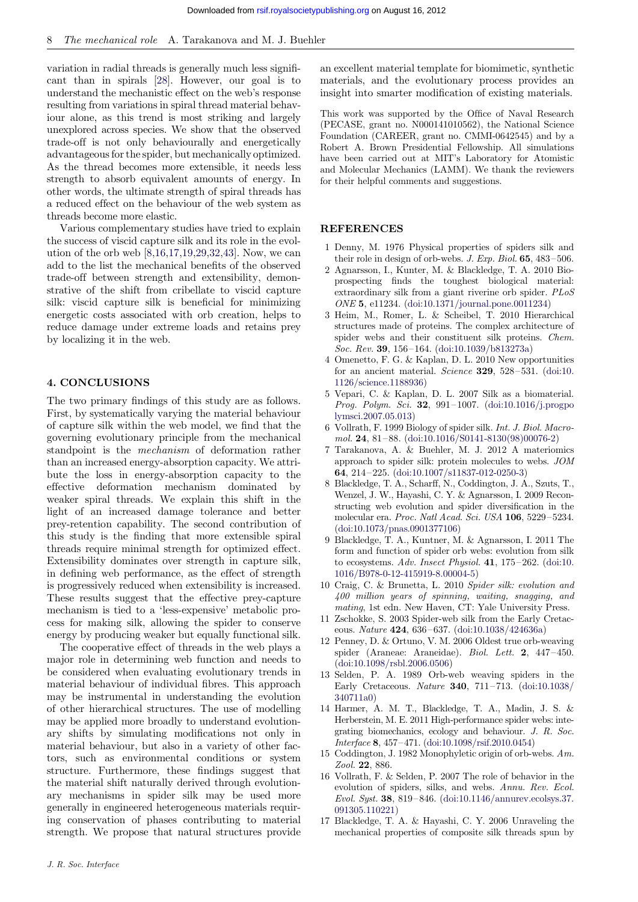variation in radial threads is generally much less significant than in spirals [28]. However, our goal is to understand the mechanistic effect on the web's response resulting from variations in spiral thread material behaviour alone, as this trend is most striking and largely unexplored across species. We show that the observed trade-off is not only behaviourally and energetically advantageous for the spider, but mechanically optimized. As the thread becomes more extensible, it needs less strength to absorb equivalent amounts of energy. In other words, the ultimate strength of spiral threads has a reduced effect on the behaviour of the web system as threads become more elastic.

Various complementary studies have tried to explain the success of viscid capture silk and its role in the evolution of the orb web [8,16,17,19,29,32,43]. Now, we can add to the list the mechanical benefits of the observed trade-off between strength and extensibility, demonstrative of the shift from cribellate to viscid capture silk: viscid capture silk is beneficial for minimizing energetic costs associated with orb creation, helps to reduce damage under extreme loads and retains prey by localizing it in the web.

## 4. CONCLUSIONS

The two primary findings of this study are as follows. First, by systematically varying the material behaviour of capture silk within the web model, we find that the governing evolutionary principle from the mechanical standpoint is the *mechanism* of deformation rather than an increased energy-absorption capacity. We attribute the loss in energy-absorption capacity to the effective deformation mechanism dominated by weaker spiral threads. We explain this shift in the light of an increased damage tolerance and better prey-retention capability. The second contribution of this study is the finding that more extensible spiral threads require minimal strength for optimized effect. Extensibility dominates over strength in capture silk, in defining web performance, as the effect of strength is progressively reduced when extensibility is increased. These results suggest that the effective prey-capture mechanism is tied to a 'less-expensive' metabolic process for making silk, allowing the spider to conserve energy by producing weaker but equally functional silk.

The cooperative effect of threads in the web plays a major role in determining web function and needs to be considered when evaluating evolutionary trends in material behaviour of individual fibres. This approach may be instrumental in understanding the evolution of other hierarchical structures. The use of modelling may be applied more broadly to understand evolutionary shifts by simulating modifications not only in material behaviour, but also in a variety of other factors, such as environmental conditions or system structure. Furthermore, these findings suggest that the material shift naturally derived through evolutionary mechanisms in spider silk may be used more generally in engineered heterogeneous materials requiring conservation of phases contributing to material strength. We propose that natural structures provide an excellent material template for biomimetic, synthetic materials, and the evolutionary process provides an insight into smarter modification of existing materials.

This work was supported by the Office of Naval Research (PECASE, grant no. N000141010562), the National Science Foundation (CAREER, grant no. CMMI-0642545) and by a Robert A. Brown Presidential Fellowship. All simulations have been carried out at MIT's Laboratory for Atomistic and Molecular Mechanics (LAMM). We thank the reviewers for their helpful comments and suggestions.

## REFERENCES

1 Denny, M. 1976 Physical properties of spiders silk and their role in design of orb-webs. *J. Exp. Biol.* **65**, 483–506.

2 Agnarsson, I., Kunter, M. & Blackledge, T. A. 2010 Bioprospecting finds the toughest biological material: extraordinary silk from a giant riverine orb spider. *PLoS ONE* **5**, e11234. (doi:10.1371/journal.pone.0011234)

3 Heim, M., Romer, L. & Scheibel, T. 2010 Hierarchical structures made of proteins. The complex architecture of spider webs and their constituent silk proteins. *Chem. Soc. Rev.* **39**, 156–164. (doi:10.1039/b813273a)

4 Omenetto, F. G. & Kaplan, D. L. 2010 New opportunities for an ancient material. *Science* **329**, 528–531. (doi:10.1126/science.1188936)

5 Vepari, C. & Kaplan, D. L. 2007 Silk as a biomaterial. *Prog. Polym. Sci.* **32**, 991–1007. (doi:10.1016/j.progpolymsci.2007.05.013)

6 Vollrath, F. 1999 Biology of spider silk. *Int. J. Biol. Macromol.* **24**, 81–88. (doi:10.1016/S0141-8130(98)00076-2)

7 Tarakanova, A. & Buehler, M. J. 2012 A materiomics approach to spider silk: protein molecules to webs. *JOM* **64**, 214–225. (doi:10.1007/s11837-012-0250-3)

8 Blackledge, T. A., Scharff, N., Coddington, J. A., Szuts, T., Wenzel, J. W., Hayashi, C. Y. & Agnarsson, I. 2009 Reconstructing web evolution and spider diversification in the molecular era. *Proc. Natl Acad. Sci. USA* **106**, 5229–5234. (doi:10.1073/pnas.0901377106)

9 Blackledge, T. A., Kuntner, M. & Agnarsson, I. 2011 The form and function of spider orb webs: evolution from silk to ecosystems. *Adv. Insect Physiol.* **41**, 175–262. (doi:10.1016/B978-0-12-415919-8.00004-5)

10 Craig, C. & Brunetta, L. 2010 *Spider silk: evolution and 400 million years of spinning, waiting, snagging, and mating*, 1st edn. New Haven, CT: Yale University Press.

11 Zschokke, S. 2003 Spider-web silk from the Early Cretaceous. *Nature* **424**, 636–637. (doi:10.1038/424636a)

12 Penney, D. & Ortuno, V. M. 2006 Oldest true orb-weaving spider (Araneae: Araneidae). *Biol. Lett.* **2**, 447–450. (doi:10.1098/rsbl.2006.0506)

13 Selden, P. A. 1989 Orb-web weaving spiders in the Early Cretaceous. *Nature* **340**, 711–713. (doi:10.1038/340711a0)

14 Harmer, A. M. T., Blackledge, T. A., Madin, J. S. & Herberstein, M. E. 2011 High-performance spider webs: integrating biomechanics, ecology and behaviour. *J. R. Soc. Interface* **8**, 457–471. (doi:10.1098/rsif.2010.0454)

15 Coddington, J. 1982 Monophyletic origin of orb-webs. *Am. Zool.* **22**, 886.

16 Vollrath, F. & Selden, P. 2007 The role of behavior in the evolution of spiders, silks, and webs. *Annu. Rev. Ecol. Evol. Syst.* **38**, 819–846. (doi:10.1146/annurev.ecolsys.37.091305.110221)

17 Blackledge, T. A. & Hayashi, C. Y. 2006 Unraveling the mechanical properties of composite silk threads spun by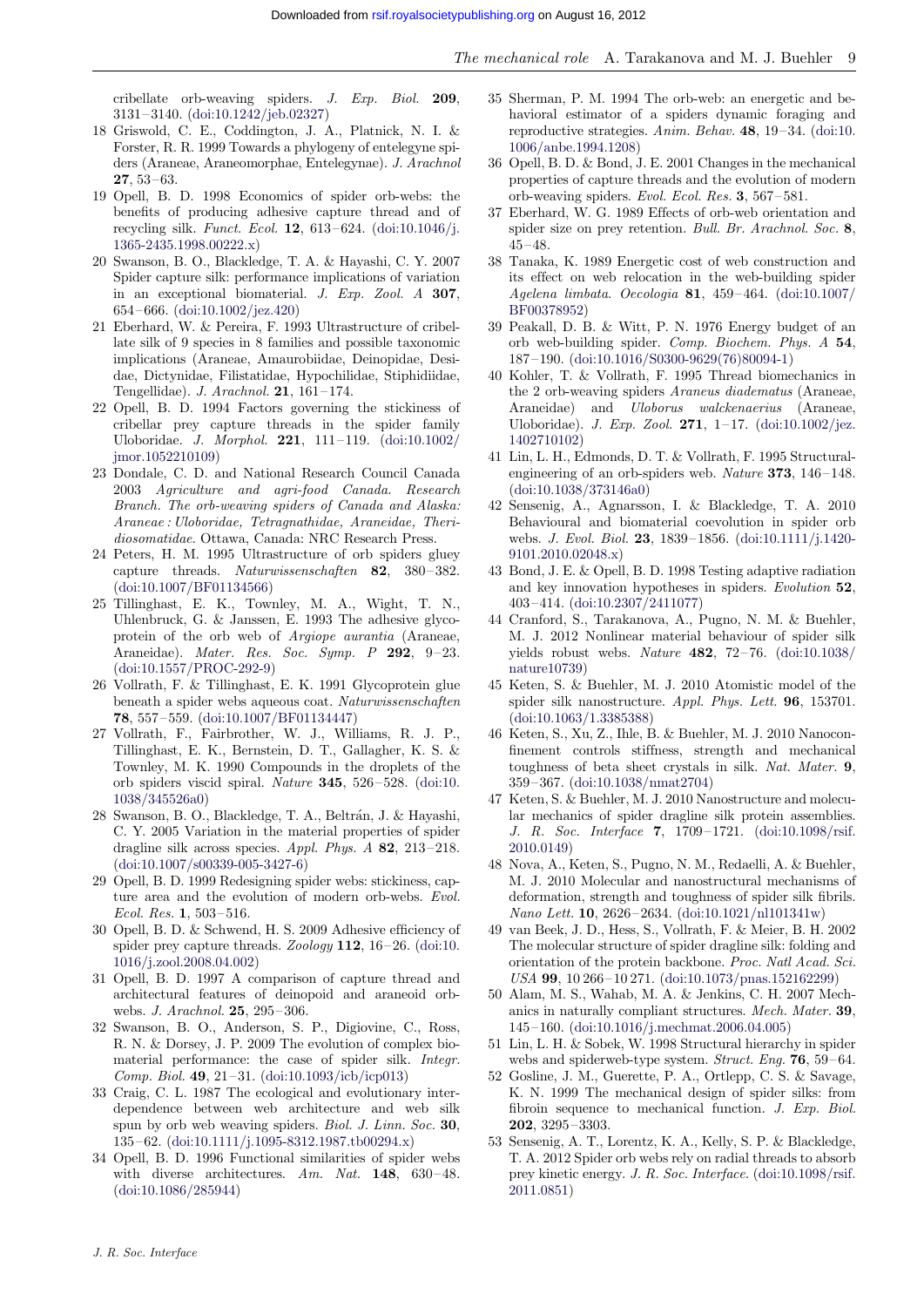cribellate orb-weaving spiders. *J. Exp. Biol.* **209**, 3131–3140. (doi:10.1242/jeb.02327)

18 Griswold, C. E., Coddington, J. A., Platnick, N. I. & Forster, R. R. 1999 Towards a phylogeny of entelegyne spiders (Araneae, Araneomorphae, Entelegynae). *J. Arachnol* **27**, 53–63.

19 Opell, B. D. 1998 Economics of spider orb-webs: the benefits of producing adhesive capture thread and of recycling silk. *Funct. Ecol.* **12**, 613–624. (doi:10.1046/j.1365-2435.1998.00222.x)

20 Swanson, B. O., Blackledge, T. A. & Hayashi, C. Y. 2007 Spider capture silk: performance implications of variation in an exceptional biomaterial. *J. Exp. Zool. A* **307**, 654–666. (doi:10.1002/jez.420)

21 Eberhard, W. & Pereira, F. 1993 Ultrastructure of cribellate silk of 9 species in 8 families and possible taxonomic implications (Araneae, Amaurobiidae, Deinopidae, Desidae, Dictynidae, Filistatidae, Hypochilidae, Stiphidiidae, Tengellidae). *J. Arachnol.* **21**, 161–174.

22 Opell, B. D. 1994 Factors governing the stickiness of cribellar prey capture threads in the spider family Uloboridae. *J. Morphol.* **221**, 111–119. (doi:10.1002/jmor.1052210109)

23 Dondale, C. D. and National Research Council Canada 2003 *Agriculture and agri-food Canada. Research Branch. The orb-weaving spiders of Canada and Alaska: Araneae: Uloboridae, Tetragnathidae, Araneidae, Theridiosomatidae.* Ottawa, Canada: NRC Research Press.

24 Peters, H. M. 1995 Ultrastructure of orb spiders gluey capture threads. *Naturwissenschaften* **82**, 380–382. (doi:10.1007/BF01134566)

25 Tillinghast, E. K., Townley, M. A., Wight, T. N., Uhlenbruck, G. & Janssen, E. 1993 The adhesive glycoprotein of the orb web of *Argiope aurantia* (Araneae, Araneidae). *Mater. Res. Soc. Symp. P* **292**, 9–23. (doi:10.1557/PROC-292-9)

26 Vollrath, F. & Tillinghast, E. K. 1991 Glycoprotein glue beneath a spider webs aqueous coat. *Naturwissenschaften* **78**, 557–559. (doi:10.1007/BF01134447)

27 Vollrath, F., Fairbrother, W. J., Williams, R. J. P., Tillinghast, E. K., Bernstein, D. T., Gallagher, K. S. & Townley, M. K. 1990 Compounds in the droplets of the orb spiders viscid spiral. *Nature* **345**, 526–528. (doi:10.1038/345526a0)

28 Swanson, B. O., Blackledge, T. A., Beltrán, J. & Hayashi, C. Y. 2005 Variation in the material properties of spider dragline silk across species. *Appl. Phys. A* **82**, 213–218. (doi:10.1007/s00339-005-3427-6)

29 Opell, B. D. 1999 Redesigning spider webs: stickiness, capture area and the evolution of modern orb-webs. *Evol. Ecol. Res.* **1**, 503–516.

30 Opell, B. D. & Schwend, H. S. 2009 Adhesive efficiency of spider prey capture threads. *Zoology* **112**, 16–26. (doi:10.1016/j.zool.2008.04.002)

31 Opell, B. D. 1997 A comparison of capture thread and architectural features of deinopoid and araneoid orb-webs. *J. Arachnol.* **25**, 295–306.

32 Swanson, B. O., Anderson, S. P., Digiovine, C., Ross, R. N. & Dorsey, J. P. 2009 The evolution of complex biomaterial performance: the case of spider silk. *Integr. Comp. Biol.* **49**, 21–31. (doi:10.1093/icb/icp013)

33 Craig, C. L. 1987 The ecological and evolutionary interdependence between web architecture and web silk spun by orb web weaving spiders. *Biol. J. Linn. Soc.* **30**, 135–62. (doi:10.1111/j.1095-8312.1987.tb00294.x)

34 Opell, B. D. 1996 Functional similarities of spider webs with diverse architectures. *Am. Nat.* **148**, 630–48. (doi:10.1086/285944)

35 Sherman, P. M. 1994 The orb-web: an energetic and behavioral estimator of a spiders dynamic foraging and reproductive strategies. *Anim. Behav.* **48**, 19–34. (doi:10.1006/anbe.1994.1208)

36 Opell, B. D. & Bond, J. E. 2001 Changes in the mechanical properties of capture threads and the evolution of modern orb-weaving spiders. *Evol. Ecol. Res.* **3**, 567–581.

37 Eberhard, W. G. 1989 Effects of orb-web orientation and spider size on prey retention. *Bull. Br. Arachnol. Soc.* **8**, 45–48.

38 Tanaka, K. 1989 Energetic cost of web construction and its effect on web relocation in the web-building spider *Agelena limbata*. *Oecologia* **81**, 459–464. (doi:10.1007/BF00378952)

39 Peakall, D. B. & Witt, P. N. 1976 Energy budget of an orb web-building spider. *Comp. Biochem. Phys. A* **54**, 187–190. (doi:10.1016/S0300-9629(76)80094-1)

40 Kohler, T. & Vollrath, F. 1995 Thread biomechanics in the 2 orb-weaving spiders *Araneus diadematus* (Araneae, Araneidae) and *Uloborus walckenaerius* (Araneae, Uloboridae). *J. Exp. Zool.* **271**, 1–17. (doi:10.1002/jez.1402710102)

41 Lin, L. H., Edmonds, D. T. & Vollrath, F. 1995 Structural-engineering of an orb-spiders web. *Nature* **373**, 146–148. (doi:10.1038/373146a0)

42 Sensenig, A., Agnarsson, I. & Blackledge, T. A. 2010 Behavioural and biomaterial coevolution in spider orb webs. *J. Evol. Biol.* **23**, 1839–1856. (doi:10.1111/j.1420-9101.2010.02048.x)

43 Bond, J. E. & Opell, B. D. 1998 Testing adaptive radiation and key innovation hypotheses in spiders. *Evolution* **52**, 403–414. (doi:10.2307/2411077)

44 Cranford, S., Tarakanova, A., Pugno, N. M. & Buehler, M. J. 2012 Nonlinear material behaviour of spider silk yields robust webs. *Nature* **482**, 72–76. (doi:10.1038/nature10739)

45 Keten, S. & Buehler, M. J. 2010 Atomistic model of the spider silk nanostructure. *Appl. Phys. Lett.* **96**, 153701. (doi:10.1063/1.3385388)

46 Keten, S., Xu, Z., Ihle, B. & Buehler, M. J. 2010 Nanoconfinement controls stiffness, strength and mechanical toughness of beta sheet crystals in silk. *Nat. Mater.* **9**, 359–367. (doi:10.1038/nmat2704)

47 Keten, S. & Buehler, M. J. 2010 Nanostructure and molecular mechanics of spider dragline silk protein assemblies. *J. R. Soc. Interface* **7**, 1709–1721. (doi:10.1098/rsif.2010.0149)

48 Nova, A., Keten, S., Pugno, N. M., Redaelli, A. & Buehler, M. J. 2010 Molecular and nanostructural mechanisms of deformation, strength and toughness of spider silk fibrils. *Nano Lett.* **10**, 2626–2634. (doi:10.1021/nl101341w)

49 van Beek, J. D., Hess, S., Vollrath, F. & Meier, B. H. 2002 The molecular structure of spider dragline silk: folding and orientation of the protein backbone. *Proc. Natl Acad. Sci. USA* **99**, 10 266–10 271. (doi:10.1073/pnas.152162299)

50 Alam, M. S., Wahab, M. A. & Jenkins, C. H. 2007 Mechanics in naturally compliant structures. *Mech. Mater.* **39**, 145–160. (doi:10.1016/j.mechmat.2006.04.005)

51 Lin, L. H. & Sobek, W. 1998 Structural hierarchy in spider webs and spiderweb-type system. *Struct. Eng.* **76**, 59–64.

52 Gosline, J. M., Guerette, P. A., Ortlepp, C. S. & Savage, K. N. 1999 The mechanical design of spider silks: from fibroin sequence to mechanical function. *J. Exp. Biol.* **202**, 3295–3303.

53 Sensenig, A. T., Lorentz, K. A., Kelly, S. P. & Blackledge, T. A. 2012 Spider orb webs rely on radial threads to absorb prey kinetic energy. *J. R. Soc. Interface*. (doi:10.1098/rsif.2011.0851)